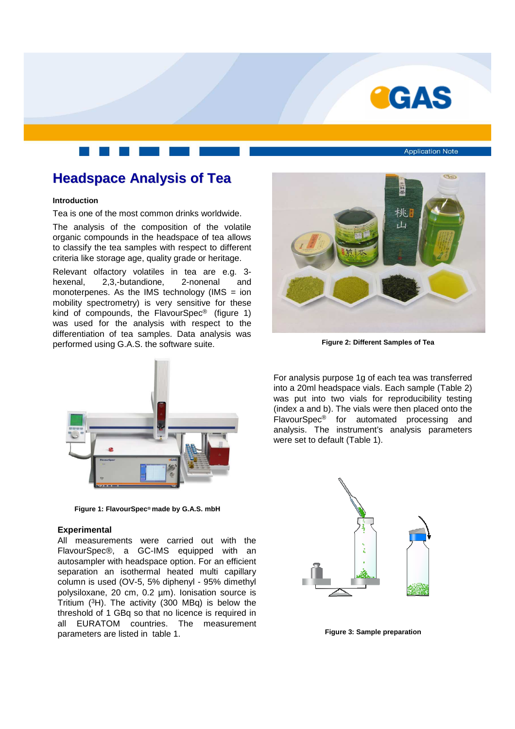# Headspace Analysis of Tea

**Introduction**

Tea is one of the most common drinks worldwide.

The analysis of the composition of the volatile organic compounds in the headspace of tea allows to classify the tea samples with respect to different criteria like storage age, quality grade or heritage.

Relevant olfactory volatiles in tea are e.g. 3-hexenal, 2,3,-butandione, 2-nonenal and monoterpenes. As the IMS technology (IMS = ion mobility spectrometry) is very sensitive for these kind of compounds, the FlavourSpec® (figure 1) was used for the analysis with respect to the differentiation of tea samples. Data analysis was performed using G.A.S. the software suite.

Figure 1: FlavourSpec® made by G.A.S. mbH

**Experimental**

All measurements were carried out with the FlavourSpec®, a GC-IMS equipped with an autosampler with headspace option. For an efficient separation an isothermal heated multi capillary column is used (OV-5, 5% diphenyl - 95% dimethyl polysiloxane, 20 cm, 0.2 µm). Ionisation source is Tritium ($^{3}$H). The activity (300 MBq) is below the threshold of 1 GBq so that no licence is required in all EURATOM countries. The measurement parameters are listed in table 1.

Figure 2: Different Samples of Tea

For analysis purpose 1g of each tea was transferred into a 20ml headspace vials. Each sample (Table 2) was put into two vials for reproducibility testing (index a and b). The vials were then placed onto the FlavourSpec® for automated processing and analysis. The instrument's analysis parameters were set to default (Table 1).

Figure 3: Sample preparation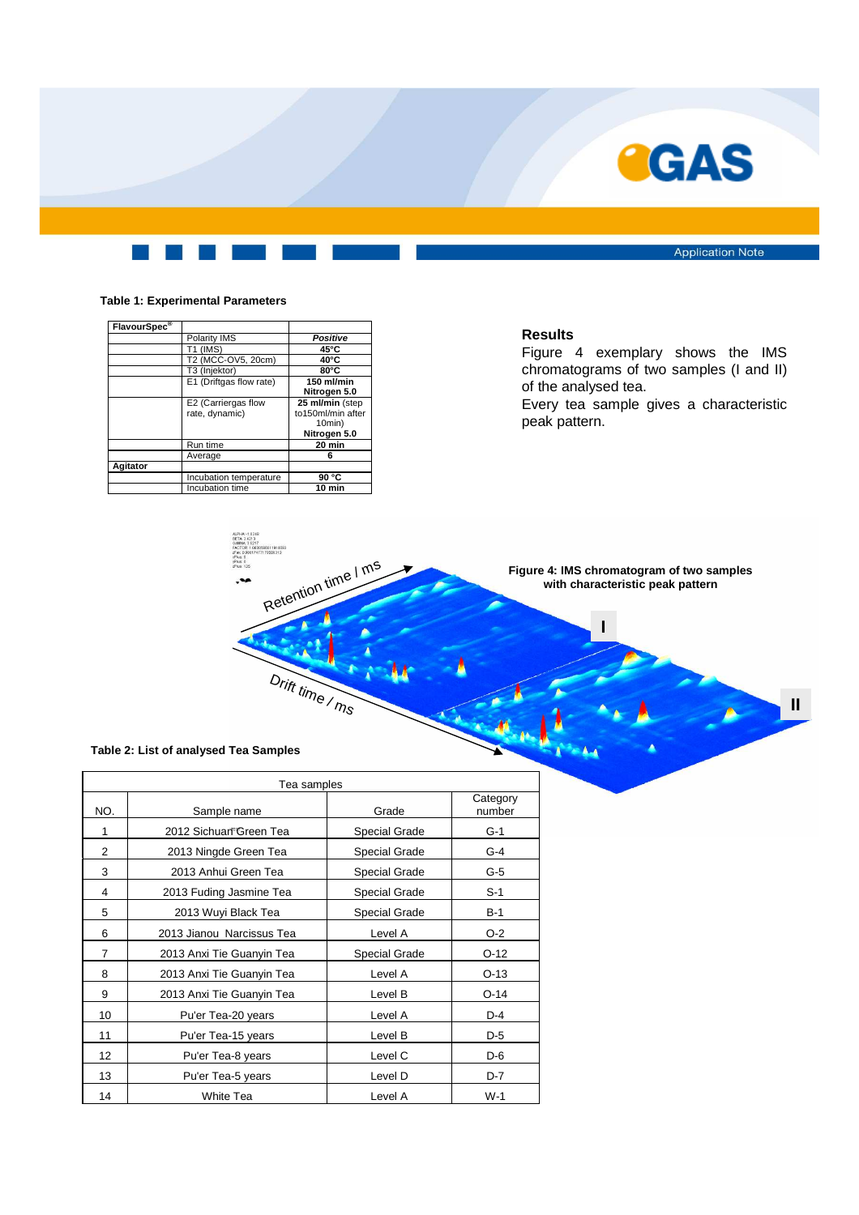**Table 1: Experimental Parameters**

| FlavourSpec® | | |
|---|---|---|
| | Polarity IMS | ***Positive*** |
| | T1 (IMS) | **45°C** |
| | T2 (MCC-OV5, 20cm) | **40°C** |
| | T3 (Injektor) | **80°C** |
| | E1 (Driftgas flow rate) | **150 ml/min Nitrogen 5.0** |
| | E2 (Carriergas flow rate, dynamic) | **25 ml/min** (step to150ml/min after 10min) **Nitrogen 5.0** |
| | Run time | **20 min** |
| | Average | **6** |
| **Agitator** | | |
| | Incubation temperature | **90 °C** |
| | Incubation time | **10 min** |

## Results

Figure 4 exemplary shows the IMS chromatograms of two samples (I and II) of the analysed tea.

Every tea sample gives a characteristic peak pattern.

**Figure 4: IMS chromatogram of two samples with characteristic peak pattern**

**Table 2: List of analysed Tea Samples**

| Tea samples | | | |
|---|---|---|---|
| NO. | Sample name | Grade | Category number |
| 1 | 2012 Sichuan Green Tea | Special Grade | G-1 |
| 2 | 2013 Ningde Green Tea | Special Grade | G-4 |
| 3 | 2013 Anhui Green Tea | Special Grade | G-5 |
| 4 | 2013 Fuding Jasmine Tea | Special Grade | S-1 |
| 5 | 2013 Wuyi Black Tea | Special Grade | B-1 |
| 6 | 2013 Jianou Narcissus Tea | Level A | O-2 |
| 7 | 2013 Anxi Tie Guanyin Tea | Special Grade | O-12 |
| 8 | 2013 Anxi Tie Guanyin Tea | Level A | O-13 |
| 9 | 2013 Anxi Tie Guanyin Tea | Level B | O-14 |
| 10 | Pu'er Tea-20 years | Level A | D-4 |
| 11 | Pu'er Tea-15 years | Level B | D-5 |
| 12 | Pu'er Tea-8 years | Level C | D-6 |
| 13 | Pu'er Tea-5 years | Level D | D-7 |
| 14 | White Tea | Level A | W-1 |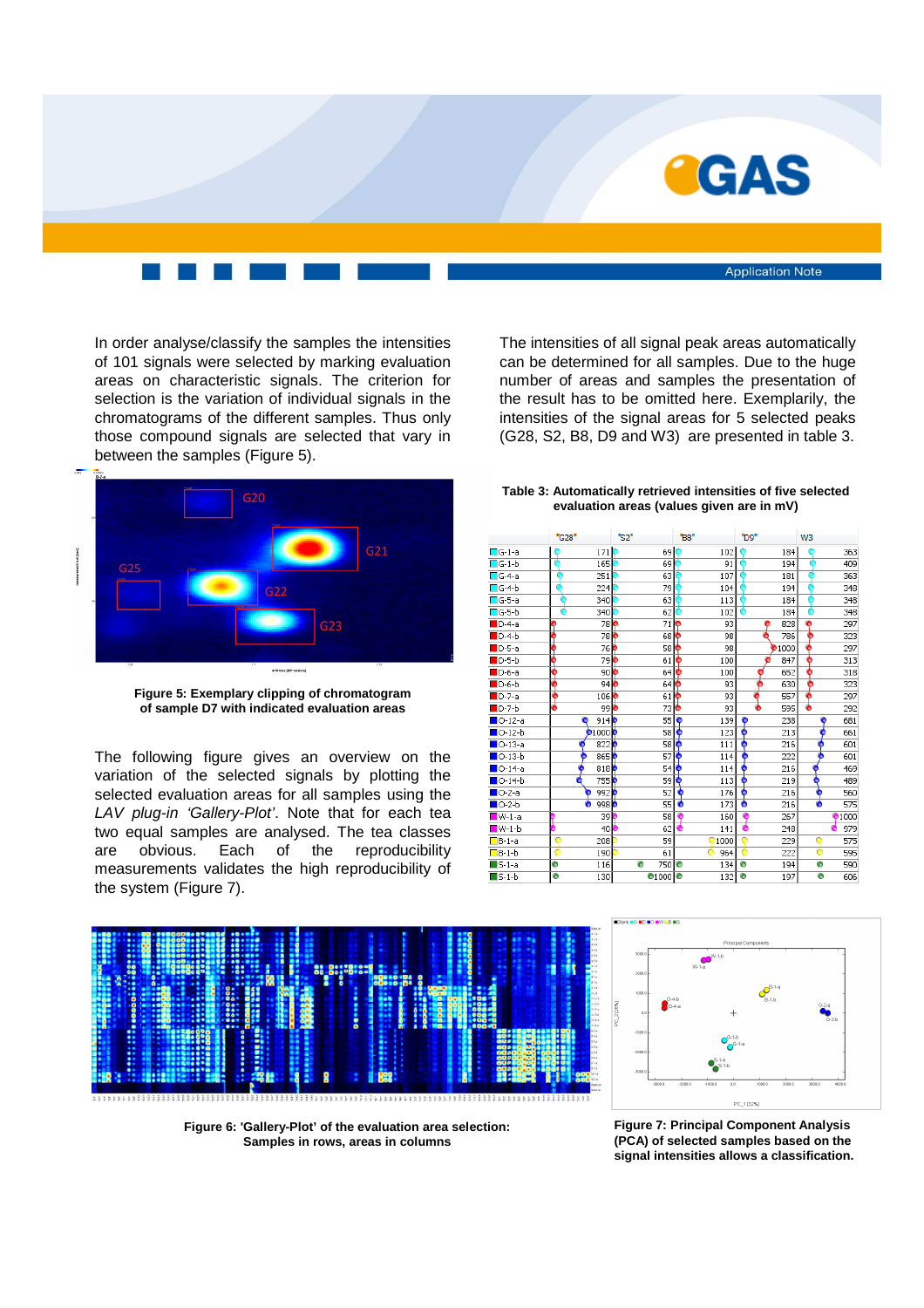In order analyse/classify the samples the intensities of 101 signals were selected by marking evaluation areas on characteristic signals. The criterion for selection is the variation of individual signals in the chromatograms of the different samples. Thus only those compound signals are selected that vary in between the samples (Figure 5).

**Figure 5: Exemplary clipping of chromatogram of sample D7 with indicated evaluation areas**

The following figure gives an overview on the variation of the selected signals by plotting the selected evaluation areas for all samples using the *LAV plug-in 'Gallery-Plot'*. Note that for each tea two equal samples are analysed. The tea classes are obvious. Each of the reproducibility measurements validates the high reproducibility of the system (Figure 7).

The intensities of all signal peak areas automatically can be determined for all samples. Due to the huge number of areas and samples the presentation of the result has to be omitted here. Exemplarily, the intensities of the signal areas for 5 selected peaks (G28, S2, B8, D9 and W3) are presented in table 3.

**Table 3: Automatically retrieved intensities of five selected evaluation areas (values given are in mV)**

| | G28 | S2 | B8 | D9 | W3 |
|---|---|---|---|---|---|
| G-1-a | 171 | 69 | 102 | 184 | 363 |
| G-1-b | 165 | 69 | 91 | 194 | 409 |
| G-4-a | 251 | 63 | 107 | 181 | 363 |
| G-4-b | 224 | 79 | 104 | 194 | 348 |
| G-5-a | 340 | 63 | 113 | 184 | 348 |
| G-5-b | 340 | 62 | 102 | 184 | 348 |
| D-4-a | 78 | 71 | 93 | 828 | 297 |
| D-4-b | 78 | 68 | 98 | 786 | 323 |
| D-5-a | 76 | 58 | 98 | 1000 | 297 |
| D-5-b | 79 | 61 | 100 | 847 | 313 |
| D-6-a | 90 | 64 | 100 | 652 | 318 |
| D-6-b | 94 | 64 | 93 | 630 | 323 |
| D-7-a | 106 | 61 | 93 | 557 | 297 |
| D-7-b | 99 | 73 | 93 | 595 | 292 |
| O-12-a | 914 | 55 | 139 | 238 | 681 |
| O-12-b | 1000 | 58 | 123 | 213 | 661 |
| O-13-a | 822 | 58 | 111 | 216 | 601 |
| O-13-b | 865 | 57 | 114 | 222 | 601 |
| O-14-a | 810 | 54 | 114 | 216 | 469 |
| O-14-b | 755 | 59 | 113 | 219 | 489 |
| O-2-a | 992 | 52 | 176 | 216 | 560 |
| O-2-b | 988 | 55 | 173 | 216 | 575 |
| W-1-a | 39 | 58 | 160 | 267 | 1000 |
| W-1-b | 40 | 62 | 141 | 248 | 979 |
| B-1-a | 208 | 59 | 1000 | 229 | 575 |
| B-1-b | 190 | 61 | 964 | 222 | 595 |
| S-1-a | 116 | 750 | 134 | 194 | 590 |
| S-1-b | 130 | 1000 | 132 | 197 | 606 |

**Figure 6: 'Gallery-Plot' of the evaluation area selection: Samples in rows, areas in columns**

**Figure 7: Principal Component Analysis (PCA) of selected samples based on the signal intensities allows a classification.**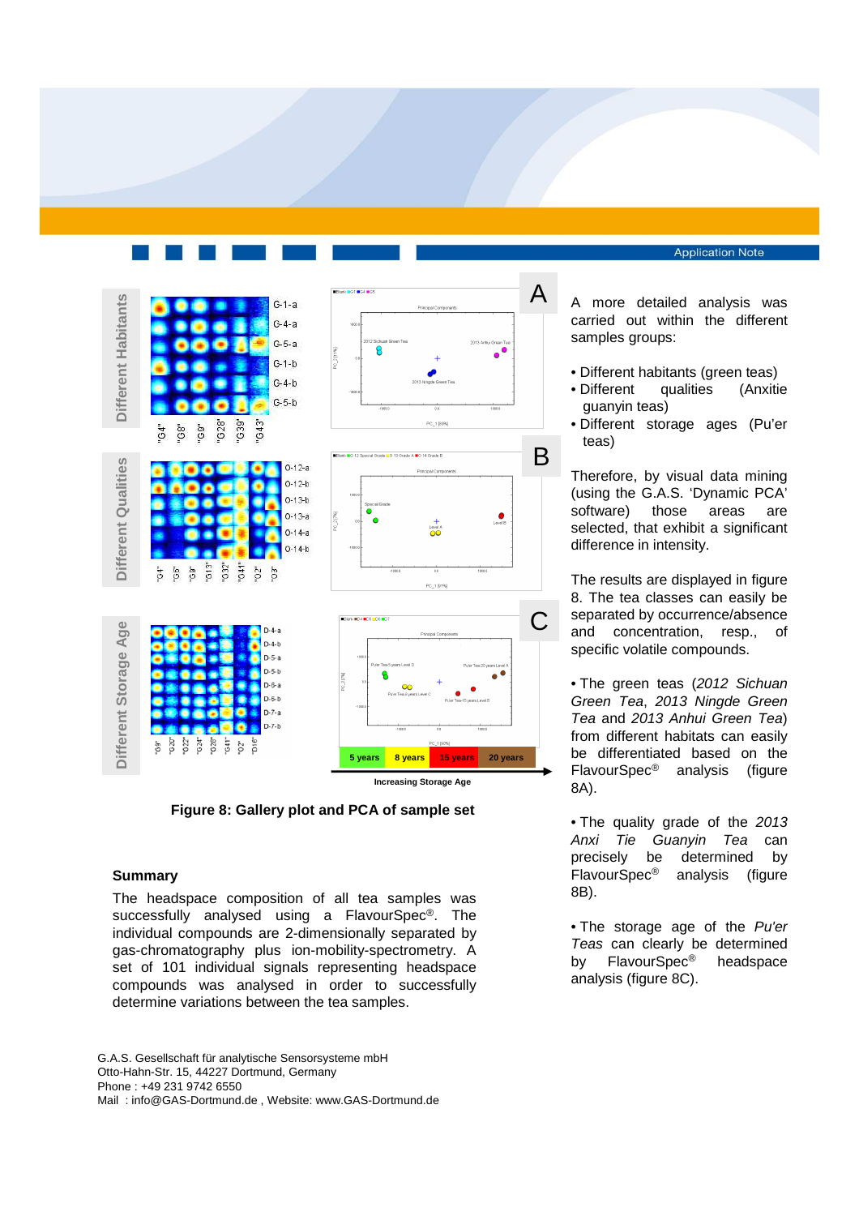Different Habitants

G-1-a
G-4-a
G-5-a
G-1-b
G-4-b
G-5-b

"G4" "G8" "G9" "G28" "G39" "G43"

A

2012 Sichuan Green Tea
2013 Anhui Green Tea
2013 Ningde Green Tea

Different Qualities

O-12-a
O-12-b
O-13-b
O-13-a
O-14-a
O-14-b

"G4" "G6" "G9" "G13" "G32" "G41" "O2" "O3"

B

Special Grade
Level A
Level B

Different Storage Age

D-4-a
D-4-b
D-5-a
D-5-b
D-6-a
D-6-b
D-7-a
D-7-b

"G9" "G20" "G22" "G24" "G28" "G41" "O2" "D16"

C

Pu'er Tea-5 years Level D
Pu'er Tea-20 years Level A
Pu'er Tea-8 years Level C
Pu'er Tea-15 years Level B

5 years
8 years
15 years
20 years

Increasing Storage Age

**Figure 8: Gallery plot and PCA of sample set**

### Summary

The headspace composition of all tea samples was successfully analysed using a FlavourSpec®. The individual compounds are 2-dimensionally separated by gas-chromatography plus ion-mobility-spectrometry. A set of 101 individual signals representing headspace compounds was analysed in order to successfully determine variations between the tea samples.

A more detailed analysis was carried out within the different samples groups:

- Different habitants (green teas)
- Different qualities (Anxitie guanyin teas)
- Different storage ages (Pu'er teas)

Therefore, by visual data mining (using the G.A.S. 'Dynamic PCA' software) those areas are selected, that exhibit a significant difference in intensity.

The results are displayed in figure 8. The tea classes can easily be separated by occurrence/absence and concentration, resp., of specific volatile compounds.

- The green teas (*2012 Sichuan Green Tea*, *2013 Ningde Green Tea* and *2013 Anhui Green Tea*) from different habitants can easily be differentiated based on the FlavourSpec® analysis (figure 8A).

- The quality grade of the *2013 Anxi Tie Guanyin Tea* can precisely be determined by FlavourSpec® analysis (figure 8B).

- The storage age of the *Pu'er Teas* can clearly be determined by FlavourSpec® headspace analysis (figure 8C).

G.A.S. Gesellschaft für analytische Sensorsysteme mbH
Otto-Hahn-Str. 15, 44227 Dortmund, Germany
Phone : +49 231 9742 6550
Mail : info@GAS-Dortmund.de , Website: www.GAS-Dortmund.de